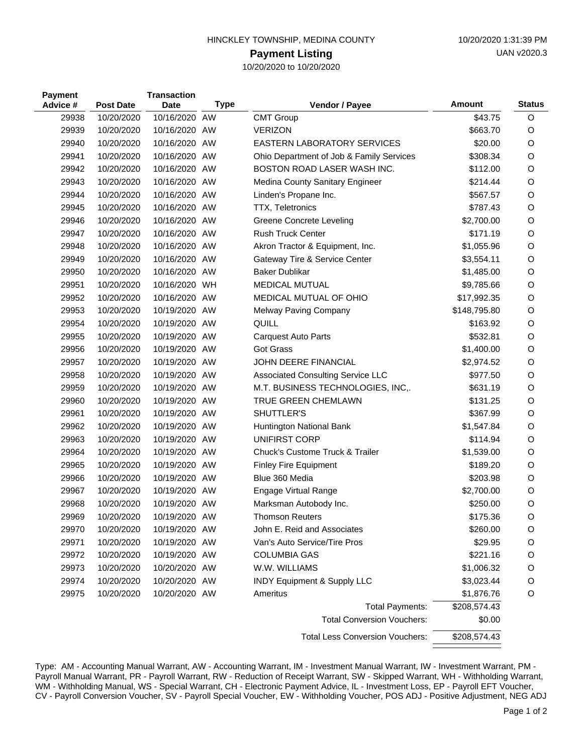HINCKLEY TOWNSHIP, MEDINA COUNTY

10/20/2020 1:31:39 PM

UAN v2020.3

## Payment Listing

10/20/2020 to 10/20/2020

| Payment Advice # | Post Date | Transaction Date | Type | Vendor / Payee | Amount | Status |
|---|---|---|---|---|---|---|
| 29938 | 10/20/2020 | 10/16/2020 | AW | CMT Group | $43.75 | O |
| 29939 | 10/20/2020 | 10/16/2020 | AW | VERIZON | $663.70 | O |
| 29940 | 10/20/2020 | 10/16/2020 | AW | EASTERN LABORATORY SERVICES | $20.00 | O |
| 29941 | 10/20/2020 | 10/16/2020 | AW | Ohio Department of Job & Family Services | $308.34 | O |
| 29942 | 10/20/2020 | 10/16/2020 | AW | BOSTON ROAD LASER WASH INC. | $112.00 | O |
| 29943 | 10/20/2020 | 10/16/2020 | AW | Medina County Sanitary Engineer | $214.44 | O |
| 29944 | 10/20/2020 | 10/16/2020 | AW | Linden's Propane Inc. | $567.57 | O |
| 29945 | 10/20/2020 | 10/16/2020 | AW | TTX, Teletronics | $787.43 | O |
| 29946 | 10/20/2020 | 10/16/2020 | AW | Greene Concrete Leveling | $2,700.00 | O |
| 29947 | 10/20/2020 | 10/16/2020 | AW | Rush Truck Center | $171.19 | O |
| 29948 | 10/20/2020 | 10/16/2020 | AW | Akron Tractor & Equipment, Inc. | $1,055.96 | O |
| 29949 | 10/20/2020 | 10/16/2020 | AW | Gateway Tire & Service Center | $3,554.11 | O |
| 29950 | 10/20/2020 | 10/16/2020 | AW | Baker Dublikar | $1,485.00 | O |
| 29951 | 10/20/2020 | 10/16/2020 | WH | MEDICAL MUTUAL | $9,785.66 | O |
| 29952 | 10/20/2020 | 10/16/2020 | AW | MEDICAL MUTUAL OF OHIO | $17,992.35 | O |
| 29953 | 10/20/2020 | 10/19/2020 | AW | Melway Paving Company | $148,795.80 | O |
| 29954 | 10/20/2020 | 10/19/2020 | AW | QUILL | $163.92 | O |
| 29955 | 10/20/2020 | 10/19/2020 | AW | Carquest Auto Parts | $532.81 | O |
| 29956 | 10/20/2020 | 10/19/2020 | AW | Got Grass | $1,400.00 | O |
| 29957 | 10/20/2020 | 10/19/2020 | AW | JOHN DEERE FINANCIAL | $2,974.52 | O |
| 29958 | 10/20/2020 | 10/19/2020 | AW | Associated Consulting Service LLC | $977.50 | O |
| 29959 | 10/20/2020 | 10/19/2020 | AW | M.T. BUSINESS TECHNOLOGIES, INC,. | $631.19 | O |
| 29960 | 10/20/2020 | 10/19/2020 | AW | TRUE GREEN CHEMLAWN | $131.25 | O |
| 29961 | 10/20/2020 | 10/19/2020 | AW | SHUTTLER'S | $367.99 | O |
| 29962 | 10/20/2020 | 10/19/2020 | AW | Huntington National Bank | $1,547.84 | O |
| 29963 | 10/20/2020 | 10/19/2020 | AW | UNIFIRST CORP | $114.94 | O |
| 29964 | 10/20/2020 | 10/19/2020 | AW | Chuck's Custome Truck & Trailer | $1,539.00 | O |
| 29965 | 10/20/2020 | 10/19/2020 | AW | Finley Fire Equipment | $189.20 | O |
| 29966 | 10/20/2020 | 10/19/2020 | AW | Blue 360 Media | $203.98 | O |
| 29967 | 10/20/2020 | 10/19/2020 | AW | Engage Virtual Range | $2,700.00 | O |
| 29968 | 10/20/2020 | 10/19/2020 | AW | Marksman Autobody Inc. | $250.00 | O |
| 29969 | 10/20/2020 | 10/19/2020 | AW | Thomson Reuters | $175.36 | O |
| 29970 | 10/20/2020 | 10/19/2020 | AW | John E. Reid and Associates | $260.00 | O |
| 29971 | 10/20/2020 | 10/19/2020 | AW | Van's Auto Service/Tire Pros | $29.95 | O |
| 29972 | 10/20/2020 | 10/19/2020 | AW | COLUMBIA GAS | $221.16 | O |
| 29973 | 10/20/2020 | 10/20/2020 | AW | W.W. WILLIAMS | $1,006.32 | O |
| 29974 | 10/20/2020 | 10/20/2020 | AW | INDY Equipment & Supply LLC | $3,023.44 | O |
| 29975 | 10/20/2020 | 10/20/2020 | AW | Ameritus | $1,876.76 | O |
| | | | | Total Payments: | $208,574.43 | |
| | | | | Total Conversion Vouchers: | $0.00 | |
| | | | | Total Less Conversion Vouchers: | $208,574.43 | |

Type: AM - Accounting Manual Warrant, AW - Accounting Warrant, IM - Investment Manual Warrant, IW - Investment Warrant, PM - Payroll Manual Warrant, PR - Payroll Warrant, RW - Reduction of Receipt Warrant, SW - Skipped Warrant, WH - Withholding Warrant, WM - Withholding Manual, WS - Special Warrant, CH - Electronic Payment Advice, IL - Investment Loss, EP - Payroll EFT Voucher, CV - Payroll Conversion Voucher, SV - Payroll Special Voucher, EW - Withholding Voucher, POS ADJ - Positive Adjustment, NEG ADJ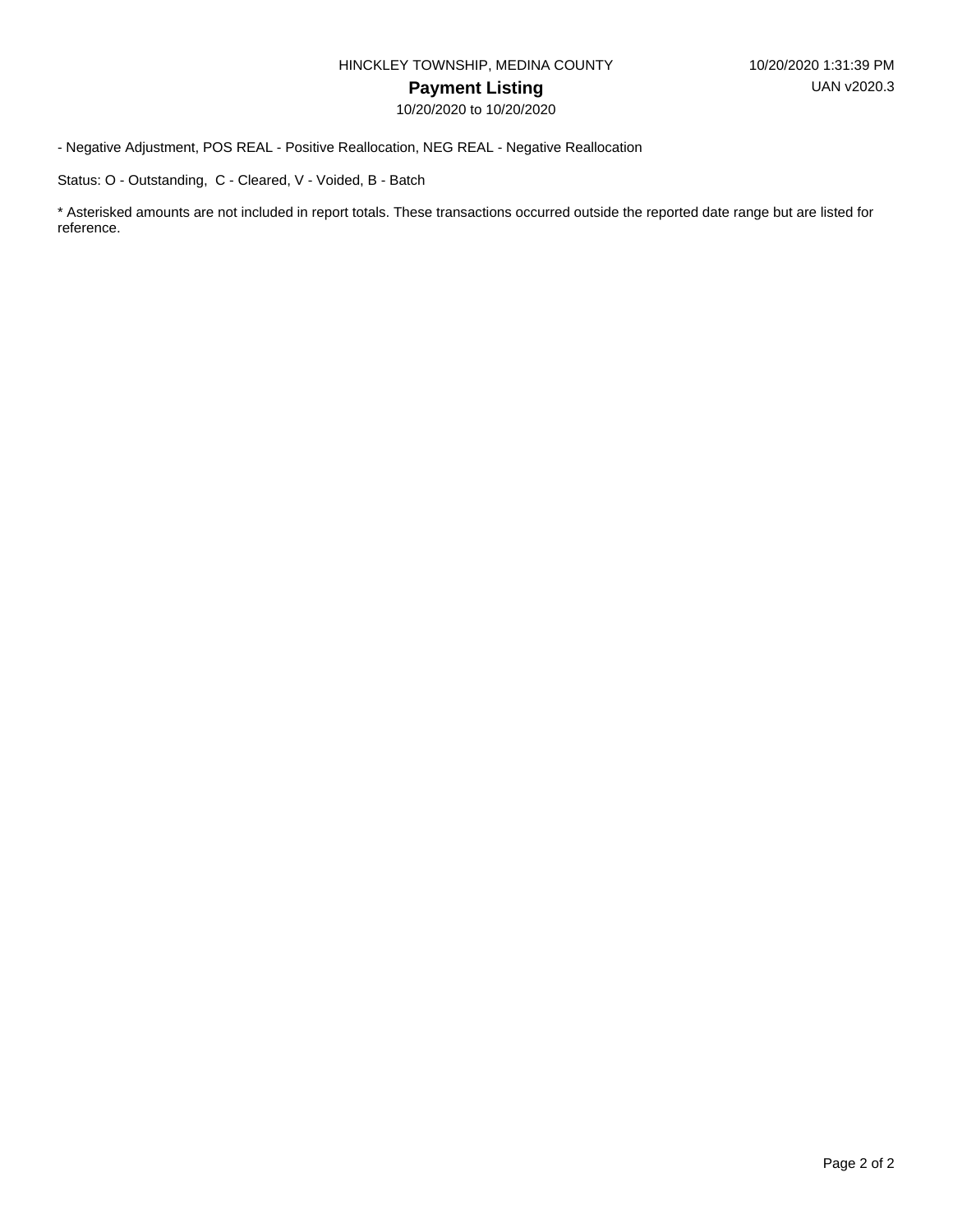- Negative Adjustment, POS REAL - Positive Reallocation, NEG REAL - Negative Reallocation

Status: O - Outstanding, C - Cleared, V - Voided, B - Batch

* Asterisked amounts are not included in report totals. These transactions occurred outside the reported date range but are listed for reference.